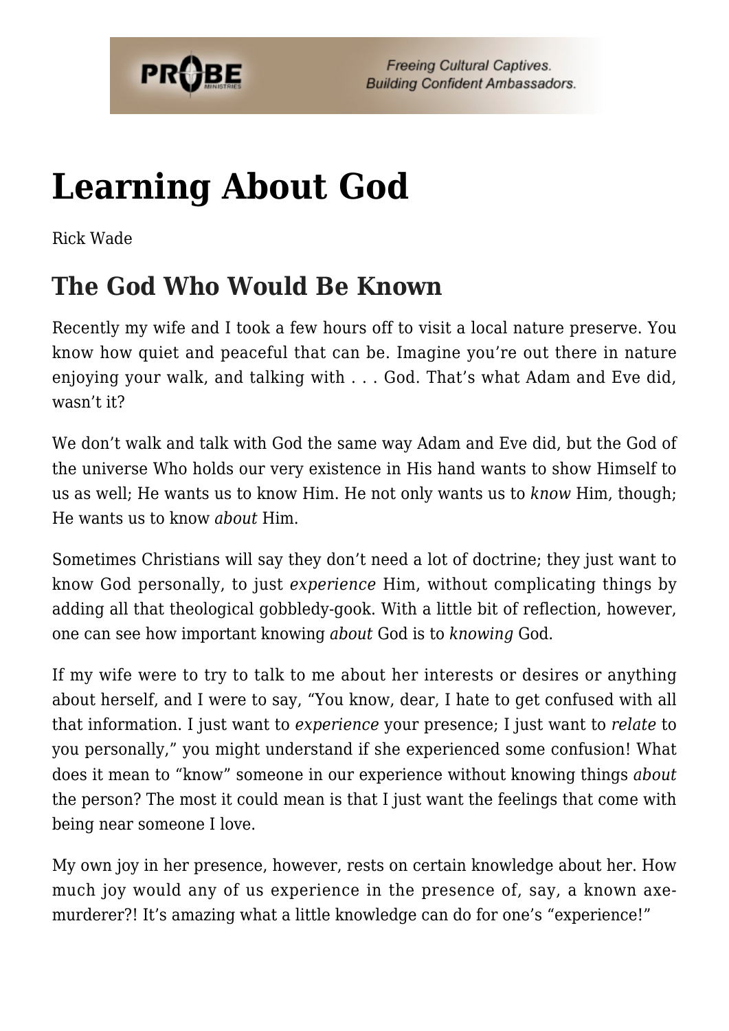# Learning About God

Rick Wade

## The God Who Would Be Known

Recently my wife and I took a few hours off to visit a local nature preserve. You know how quiet and peaceful that can be. Imagine you're out there in nature enjoying your walk, and talking with . . . God. That's what Adam and Eve did, wasn't it?

We don't walk and talk with God the same way Adam and Eve did, but the God of the universe Who holds our very existence in His hand wants to show Himself to us as well; He wants us to know Him. He not only wants us to *know* Him, though; He wants us to know *about* Him.

Sometimes Christians will say they don't need a lot of doctrine; they just want to know God personally, to just *experience* Him, without complicating things by adding all that theological gobbledy-gook. With a little bit of reflection, however, one can see how important knowing *about* God is to *knowing* God.

If my wife were to try to talk to me about her interests or desires or anything about herself, and I were to say, "You know, dear, I hate to get confused with all that information. I just want to *experience* your presence; I just want to *relate* to you personally," you might understand if she experienced some confusion! What does it mean to "know" someone in our experience without knowing things *about* the person? The most it could mean is that I just want the feelings that come with being near someone I love.

My own joy in her presence, however, rests on certain knowledge about her. How much joy would any of us experience in the presence of, say, a known axe-murderer?! It's amazing what a little knowledge can do for one's "experience!"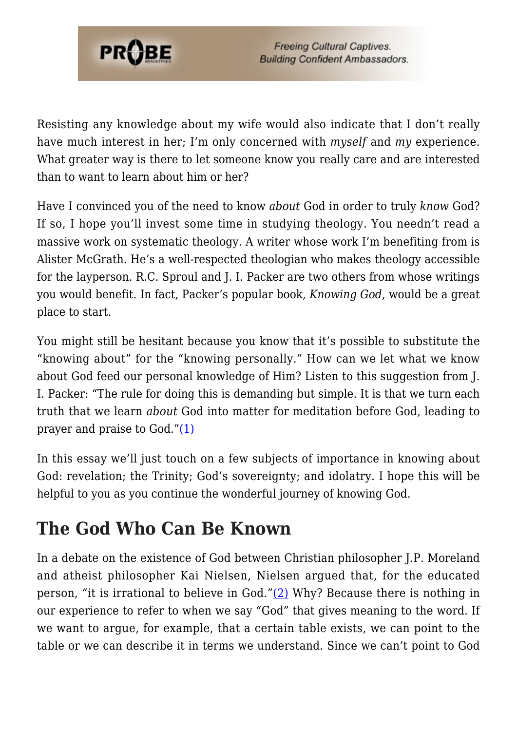Resisting any knowledge about my wife would also indicate that I don't really have much interest in her; I'm only concerned with *myself* and *my* experience. What greater way is there to let someone know you really care and are interested than to want to learn about him or her?

Have I convinced you of the need to know *about* God in order to truly *know* God? If so, I hope you'll invest some time in studying theology. You needn't read a massive work on systematic theology. A writer whose work I'm benefiting from is Alister McGrath. He's a well-respected theologian who makes theology accessible for the layperson. R.C. Sproul and J. I. Packer are two others from whose writings you would benefit. In fact, Packer's popular book, *Knowing God*, would be a great place to start.

You might still be hesitant because you know that it's possible to substitute the "knowing about" for the "knowing personally." How can we let what we know about God feed our personal knowledge of Him? Listen to this suggestion from J. I. Packer: "The rule for doing this is demanding but simple. It is that we turn each truth that we learn *about* God into matter for meditation before God, leading to prayer and praise to God."(1)

In this essay we'll just touch on a few subjects of importance in knowing about God: revelation; the Trinity; God's sovereignty; and idolatry. I hope this will be helpful to you as you continue the wonderful journey of knowing God.

## The God Who Can Be Known

In a debate on the existence of God between Christian philosopher J.P. Moreland and atheist philosopher Kai Nielsen, Nielsen argued that, for the educated person, "it is irrational to believe in God."(2) Why? Because there is nothing in our experience to refer to when we say "God" that gives meaning to the word. If we want to argue, for example, that a certain table exists, we can point to the table or we can describe it in terms we understand. Since we can't point to God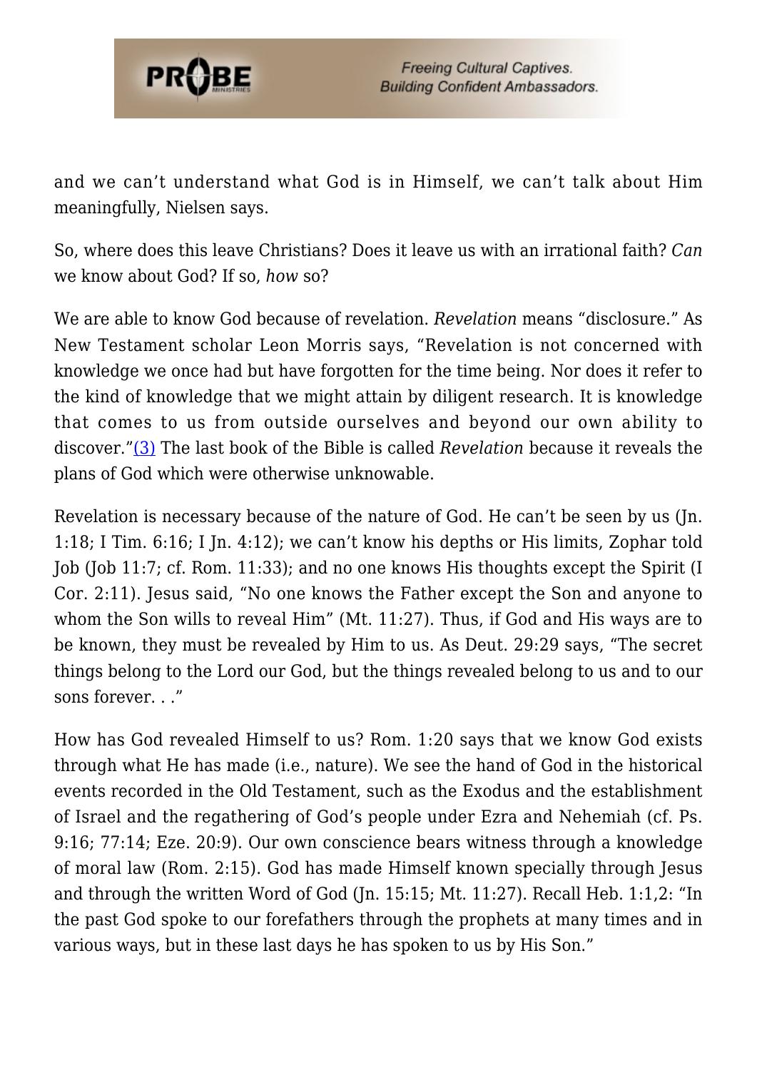and we can't understand what God is in Himself, we can't talk about Him meaningfully, Nielsen says.

So, where does this leave Christians? Does it leave us with an irrational faith? *Can* we know about God? If so, *how* so?

We are able to know God because of revelation. *Revelation* means "disclosure." As New Testament scholar Leon Morris says, "Revelation is not concerned with knowledge we once had but have forgotten for the time being. Nor does it refer to the kind of knowledge that we might attain by diligent research. It is knowledge that comes to us from outside ourselves and beyond our own ability to discover."[(3)] The last book of the Bible is called *Revelation* because it reveals the plans of God which were otherwise unknowable.

Revelation is necessary because of the nature of God. He can't be seen by us (Jn. 1:18; I Tim. 6:16; I Jn. 4:12); we can't know his depths or His limits, Zophar told Job (Job 11:7; cf. Rom. 11:33); and no one knows His thoughts except the Spirit (I Cor. 2:11). Jesus said, "No one knows the Father except the Son and anyone to whom the Son wills to reveal Him" (Mt. 11:27). Thus, if God and His ways are to be known, they must be revealed by Him to us. As Deut. 29:29 says, "The secret things belong to the Lord our God, but the things revealed belong to us and to our sons forever. . ."

How has God revealed Himself to us? Rom. 1:20 says that we know God exists through what He has made (i.e., nature). We see the hand of God in the historical events recorded in the Old Testament, such as the Exodus and the establishment of Israel and the regathering of God's people under Ezra and Nehemiah (cf. Ps. 9:16; 77:14; Eze. 20:9). Our own conscience bears witness through a knowledge of moral law (Rom. 2:15). God has made Himself known specially through Jesus and through the written Word of God (Jn. 15:15; Mt. 11:27). Recall Heb. 1:1,2: "In the past God spoke to our forefathers through the prophets at many times and in various ways, but in these last days he has spoken to us by His Son."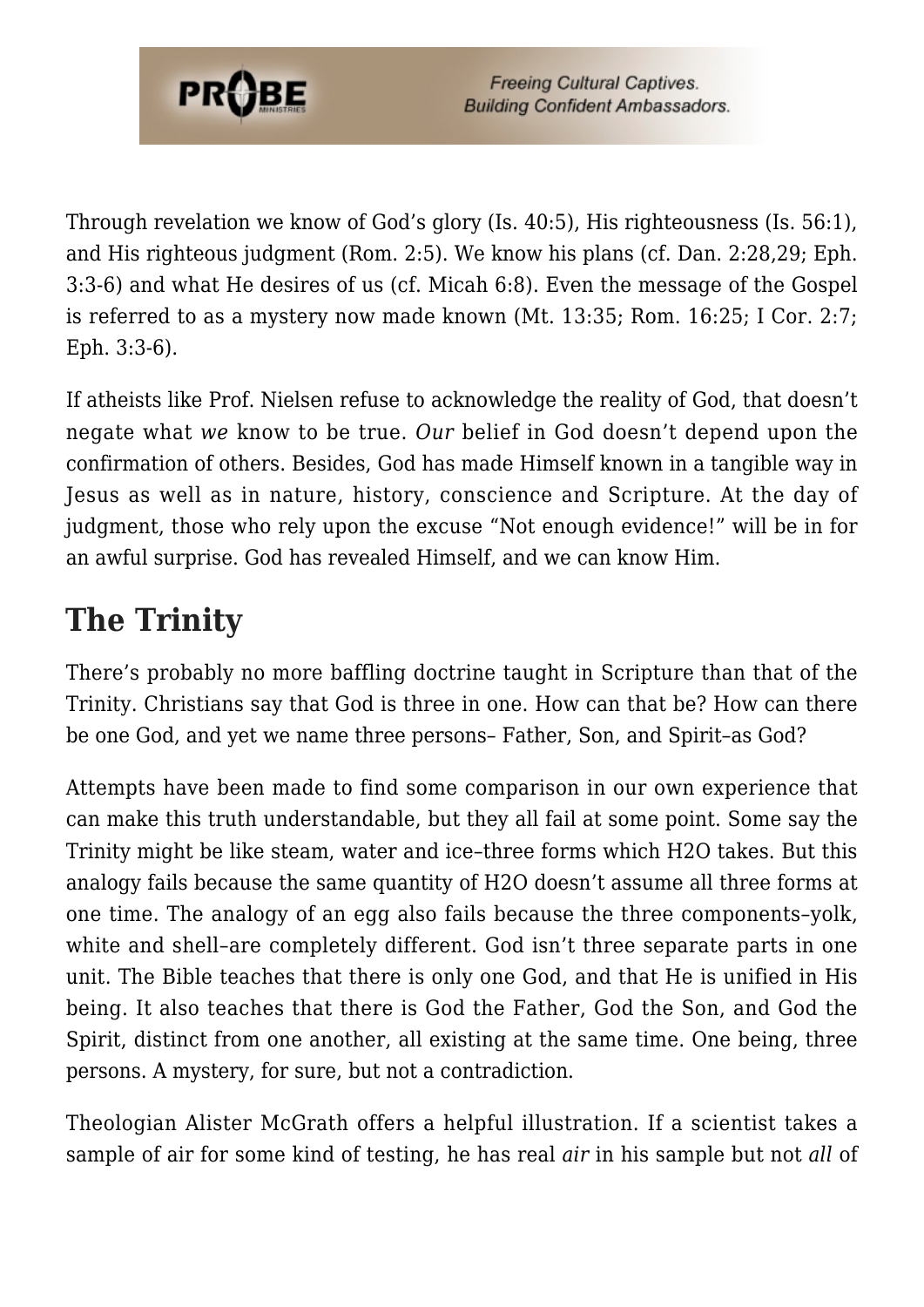Through revelation we know of God's glory (Is. 40:5), His righteousness (Is. 56:1), and His righteous judgment (Rom. 2:5). We know his plans (cf. Dan. 2:28,29; Eph. 3:3-6) and what He desires of us (cf. Micah 6:8). Even the message of the Gospel is referred to as a mystery now made known (Mt. 13:35; Rom. 16:25; I Cor. 2:7; Eph. 3:3-6).

If atheists like Prof. Nielsen refuse to acknowledge the reality of God, that doesn't negate what *we* know to be true. *Our* belief in God doesn't depend upon the confirmation of others. Besides, God has made Himself known in a tangible way in Jesus as well as in nature, history, conscience and Scripture. At the day of judgment, those who rely upon the excuse "Not enough evidence!" will be in for an awful surprise. God has revealed Himself, and we can know Him.

## The Trinity

There's probably no more baffling doctrine taught in Scripture than that of the Trinity. Christians say that God is three in one. How can that be? How can there be one God, and yet we name three persons– Father, Son, and Spirit–as God?

Attempts have been made to find some comparison in our own experience that can make this truth understandable, but they all fail at some point. Some say the Trinity might be like steam, water and ice–three forms which H2O takes. But this analogy fails because the same quantity of H2O doesn't assume all three forms at one time. The analogy of an egg also fails because the three components–yolk, white and shell–are completely different. God isn't three separate parts in one unit. The Bible teaches that there is only one God, and that He is unified in His being. It also teaches that there is God the Father, God the Son, and God the Spirit, distinct from one another, all existing at the same time. One being, three persons. A mystery, for sure, but not a contradiction.

Theologian Alister McGrath offers a helpful illustration. If a scientist takes a sample of air for some kind of testing, he has real *air* in his sample but not *all* of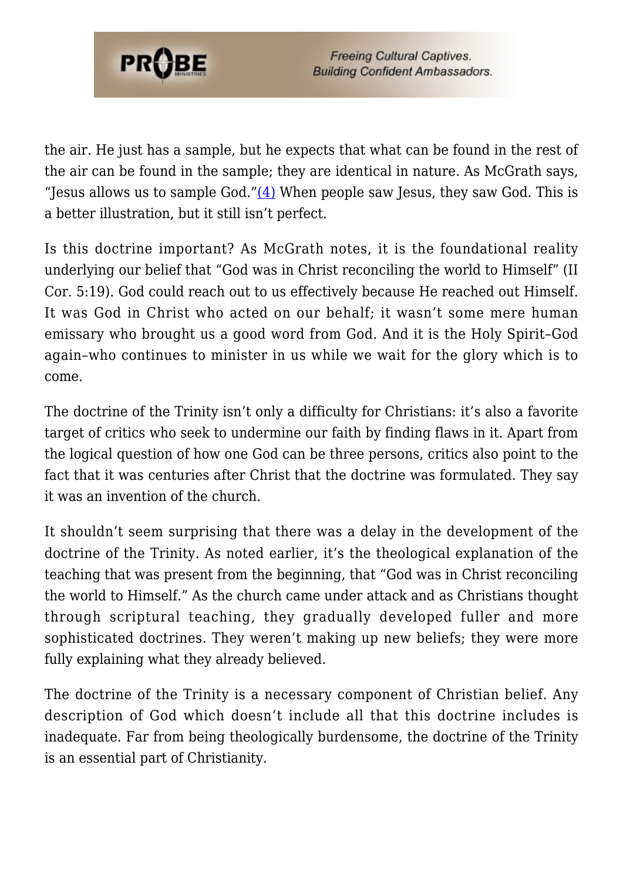the air. He just has a sample, but he expects that what can be found in the rest of the air can be found in the sample; they are identical in nature. As McGrath says, "Jesus allows us to sample God."[(4)] When people saw Jesus, they saw God. This is a better illustration, but it still isn't perfect.

Is this doctrine important? As McGrath notes, it is the foundational reality underlying our belief that "God was in Christ reconciling the world to Himself" (II Cor. 5:19). God could reach out to us effectively because He reached out Himself. It was God in Christ who acted on our behalf; it wasn't some mere human emissary who brought us a good word from God. And it is the Holy Spirit–God again–who continues to minister in us while we wait for the glory which is to come.

The doctrine of the Trinity isn't only a difficulty for Christians: it's also a favorite target of critics who seek to undermine our faith by finding flaws in it. Apart from the logical question of how one God can be three persons, critics also point to the fact that it was centuries after Christ that the doctrine was formulated. They say it was an invention of the church.

It shouldn't seem surprising that there was a delay in the development of the doctrine of the Trinity. As noted earlier, it's the theological explanation of the teaching that was present from the beginning, that "God was in Christ reconciling the world to Himself." As the church came under attack and as Christians thought through scriptural teaching, they gradually developed fuller and more sophisticated doctrines. They weren't making up new beliefs; they were more fully explaining what they already believed.

The doctrine of the Trinity is a necessary component of Christian belief. Any description of God which doesn't include all that this doctrine includes is inadequate. Far from being theologically burdensome, the doctrine of the Trinity is an essential part of Christianity.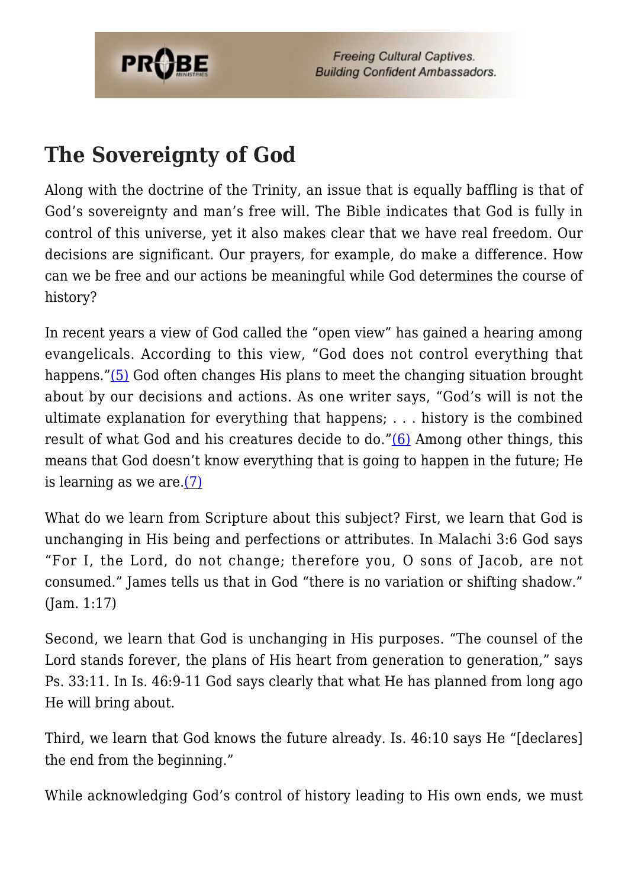## The Sovereignty of God

Along with the doctrine of the Trinity, an issue that is equally baffling is that of God's sovereignty and man's free will. The Bible indicates that God is fully in control of this universe, yet it also makes clear that we have real freedom. Our decisions are significant. Our prayers, for example, do make a difference. How can we be free and our actions be meaningful while God determines the course of history?

In recent years a view of God called the "open view" has gained a hearing among evangelicals. According to this view, "God does not control everything that happens."(5) God often changes His plans to meet the changing situation brought about by our decisions and actions. As one writer says, "God's will is not the ultimate explanation for everything that happens; . . . history is the combined result of what God and his creatures decide to do."(6) Among other things, this means that God doesn't know everything that is going to happen in the future; He is learning as we are.(7)

What do we learn from Scripture about this subject? First, we learn that God is unchanging in His being and perfections or attributes. In Malachi 3:6 God says "For I, the Lord, do not change; therefore you, O sons of Jacob, are not consumed." James tells us that in God "there is no variation or shifting shadow." (Jam. 1:17)

Second, we learn that God is unchanging in His purposes. "The counsel of the Lord stands forever, the plans of His heart from generation to generation," says Ps. 33:11. In Is. 46:9-11 God says clearly that what He has planned from long ago He will bring about.

Third, we learn that God knows the future already. Is. 46:10 says He "[declares] the end from the beginning."

While acknowledging God's control of history leading to His own ends, we must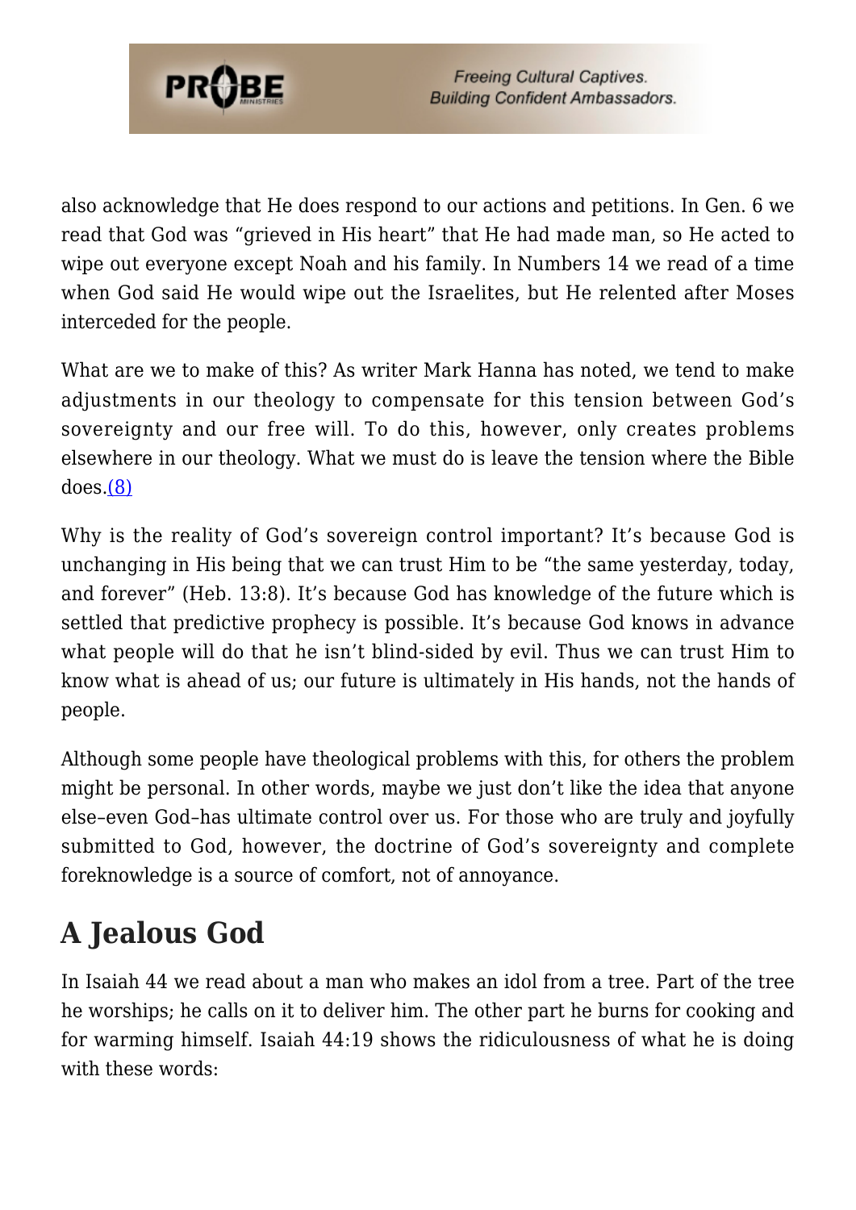also acknowledge that He does respond to our actions and petitions. In Gen. 6 we read that God was "grieved in His heart" that He had made man, so He acted to wipe out everyone except Noah and his family. In Numbers 14 we read of a time when God said He would wipe out the Israelites, but He relented after Moses interceded for the people.

What are we to make of this? As writer Mark Hanna has noted, we tend to make adjustments in our theology to compensate for this tension between God's sovereignty and our free will. To do this, however, only creates problems elsewhere in our theology. What we must do is leave the tension where the Bible does.(8)

Why is the reality of God's sovereign control important? It's because God is unchanging in His being that we can trust Him to be "the same yesterday, today, and forever" (Heb. 13:8). It's because God has knowledge of the future which is settled that predictive prophecy is possible. It's because God knows in advance what people will do that he isn't blind-sided by evil. Thus we can trust Him to know what is ahead of us; our future is ultimately in His hands, not the hands of people.

Although some people have theological problems with this, for others the problem might be personal. In other words, maybe we just don't like the idea that anyone else–even God–has ultimate control over us. For those who are truly and joyfully submitted to God, however, the doctrine of God's sovereignty and complete foreknowledge is a source of comfort, not of annoyance.

## A Jealous God

In Isaiah 44 we read about a man who makes an idol from a tree. Part of the tree he worships; he calls on it to deliver him. The other part he burns for cooking and for warming himself. Isaiah 44:19 shows the ridiculousness of what he is doing with these words: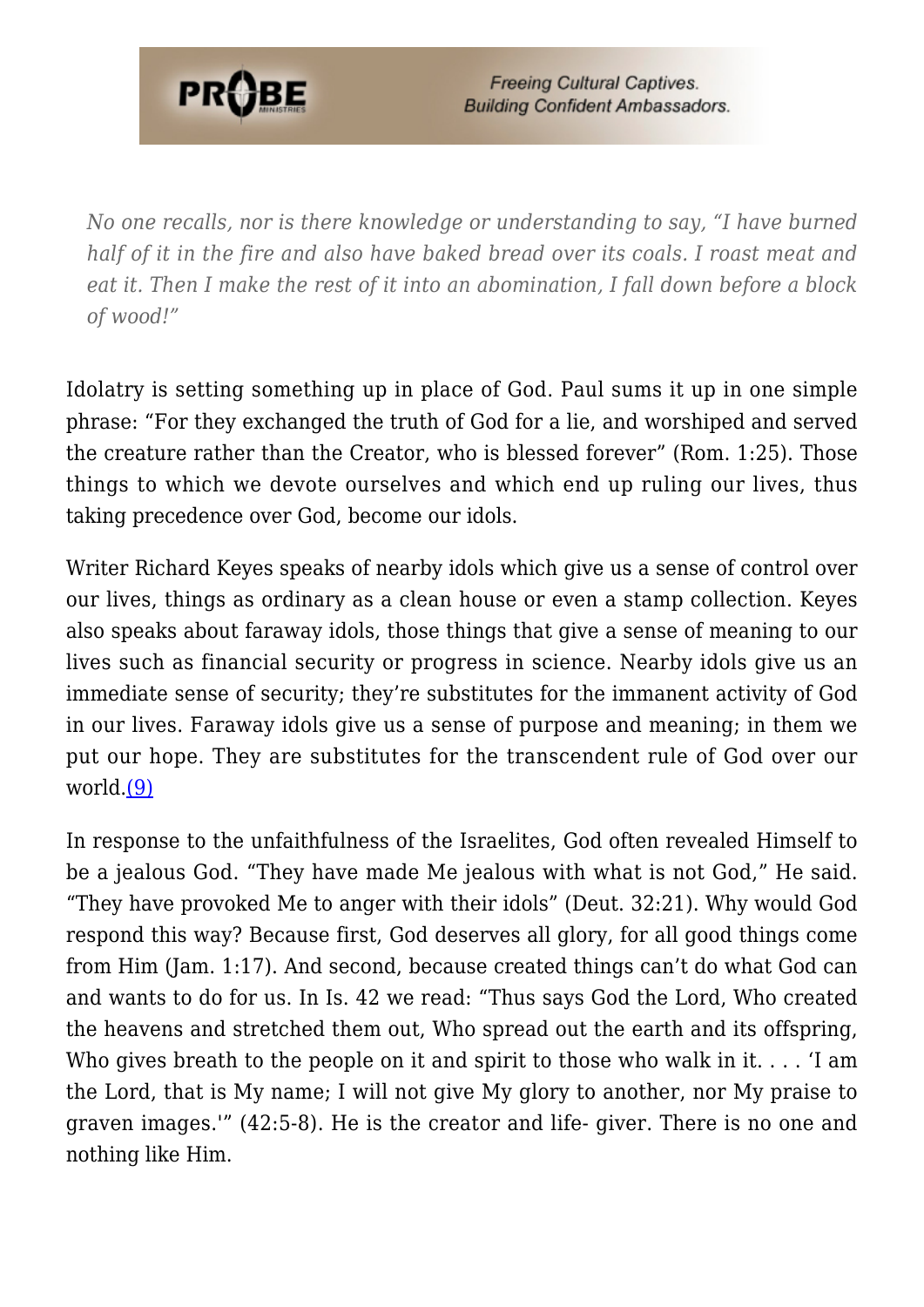> *No one recalls, nor is there knowledge or understanding to say, "I have burned half of it in the fire and also have baked bread over its coals. I roast meat and eat it. Then I make the rest of it into an abomination, I fall down before a block of wood!"*

Idolatry is setting something up in place of God. Paul sums it up in one simple phrase: "For they exchanged the truth of God for a lie, and worshiped and served the creature rather than the Creator, who is blessed forever" (Rom. 1:25). Those things to which we devote ourselves and which end up ruling our lives, thus taking precedence over God, become our idols.

Writer Richard Keyes speaks of nearby idols which give us a sense of control over our lives, things as ordinary as a clean house or even a stamp collection. Keyes also speaks about faraway idols, those things that give a sense of meaning to our lives such as financial security or progress in science. Nearby idols give us an immediate sense of security; they're substitutes for the immanent activity of God in our lives. Faraway idols give us a sense of purpose and meaning; in them we put our hope. They are substitutes for the transcendent rule of God over our world.(9)

In response to the unfaithfulness of the Israelites, God often revealed Himself to be a jealous God. "They have made Me jealous with what is not God," He said. "They have provoked Me to anger with their idols" (Deut. 32:21). Why would God respond this way? Because first, God deserves all glory, for all good things come from Him (Jam. 1:17). And second, because created things can't do what God can and wants to do for us. In Is. 42 we read: "Thus says God the Lord, Who created the heavens and stretched them out, Who spread out the earth and its offspring, Who gives breath to the people on it and spirit to those who walk in it. . . . 'I am the Lord, that is My name; I will not give My glory to another, nor My praise to graven images.'" (42:5-8). He is the creator and life- giver. There is no one and nothing like Him.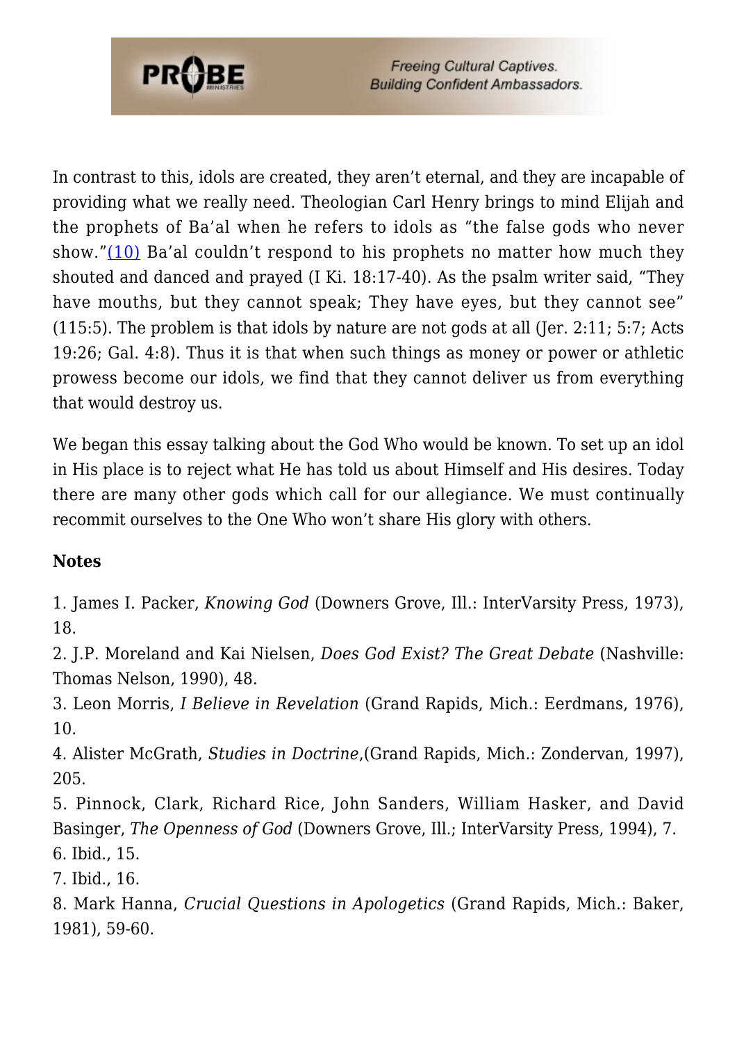In contrast to this, idols are created, they aren't eternal, and they are incapable of providing what we really need. Theologian Carl Henry brings to mind Elijah and the prophets of Ba'al when he refers to idols as "the false gods who never show."(10) Ba'al couldn't respond to his prophets no matter how much they shouted and danced and prayed (I Ki. 18:17-40). As the psalm writer said, "They have mouths, but they cannot speak; They have eyes, but they cannot see" (115:5). The problem is that idols by nature are not gods at all (Jer. 2:11; 5:7; Acts 19:26; Gal. 4:8). Thus it is that when such things as money or power or athletic prowess become our idols, we find that they cannot deliver us from everything that would destroy us.

We began this essay talking about the God Who would be known. To set up an idol in His place is to reject what He has told us about Himself and His desires. Today there are many other gods which call for our allegiance. We must continually recommit ourselves to the One Who won't share His glory with others.

**Notes**

1. James I. Packer, *Knowing God* (Downers Grove, Ill.: InterVarsity Press, 1973), 18.
2. J.P. Moreland and Kai Nielsen, *Does God Exist? The Great Debate* (Nashville: Thomas Nelson, 1990), 48.
3. Leon Morris, *I Believe in Revelation* (Grand Rapids, Mich.: Eerdmans, 1976), 10.
4. Alister McGrath, *Studies in Doctrine*,(Grand Rapids, Mich.: Zondervan, 1997), 205.
5. Pinnock, Clark, Richard Rice, John Sanders, William Hasker, and David Basinger, *The Openness of God* (Downers Grove, Ill.; InterVarsity Press, 1994), 7.
6. Ibid., 15.
7. Ibid., 16.
8. Mark Hanna, *Crucial Questions in Apologetics* (Grand Rapids, Mich.: Baker, 1981), 59-60.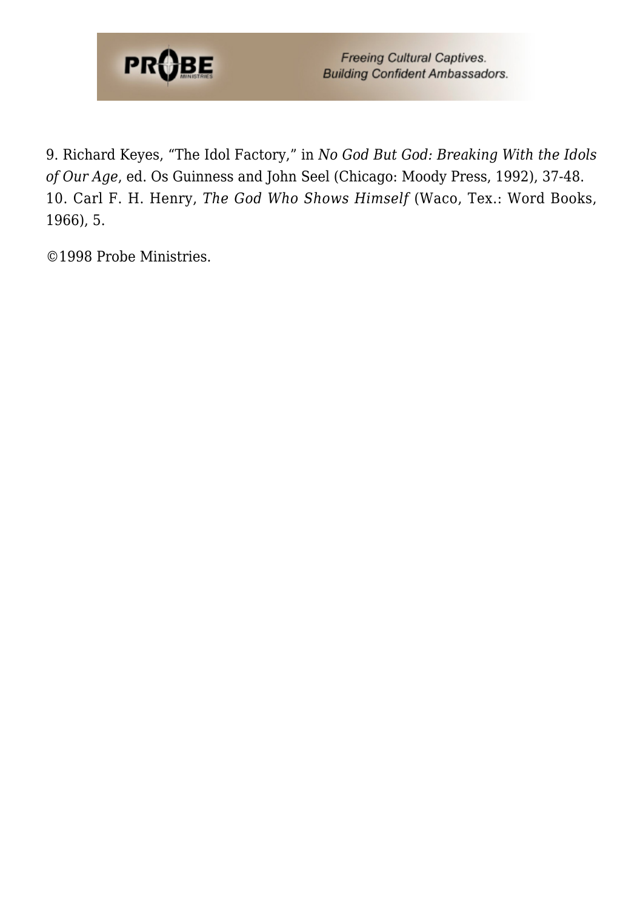9. Richard Keyes, "The Idol Factory," in *No God But God: Breaking With the Idols of Our Age*, ed. Os Guinness and John Seel (Chicago: Moody Press, 1992), 37-48.
10. Carl F. H. Henry, *The God Who Shows Himself* (Waco, Tex.: Word Books, 1966), 5.

©1998 Probe Ministries.